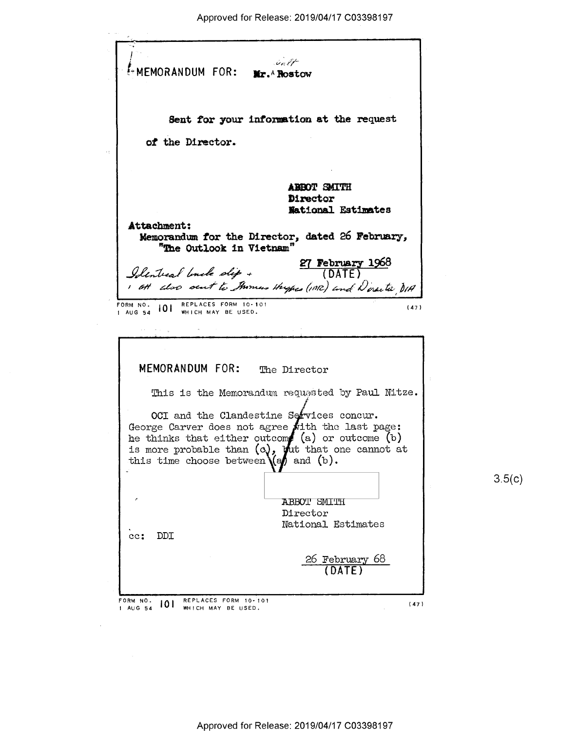MEMORANDUM FOR: Mr. Walt Rostow

Sent for your information at the request of the Director.

ABBOT SMITH
Director
National Estimates

Attachment:
Memorandum for the Director, dated 26 February, "The Outlook in Vietnam"

27 February 1968
(DATE)

Identical buck slip + 1 att also sent to Thomas Hughes (INR) and Director, DIA

FORM NO. 101 REPLACES FORM 10-101 WHICH MAY BE USED.
1 AUG 54 (47)

---

MEMORANDUM FOR: The Director

This is the Memorandum requested by Paul Nitze.

OCI and the Clandestine Services concur. George Carver does not agree with the last page: he thinks that either outcome (a) or outcome (b) is more probable than (c), but that one cannot at this time choose between (a) and (b).

3.5(c)

ABBOT SMITH
Director
National Estimates

cc: DDI

26 February 68
(DATE)

FORM NO. 101 REPLACES FORM 10-101 WHICH MAY BE USED.
1 AUG 54 (47)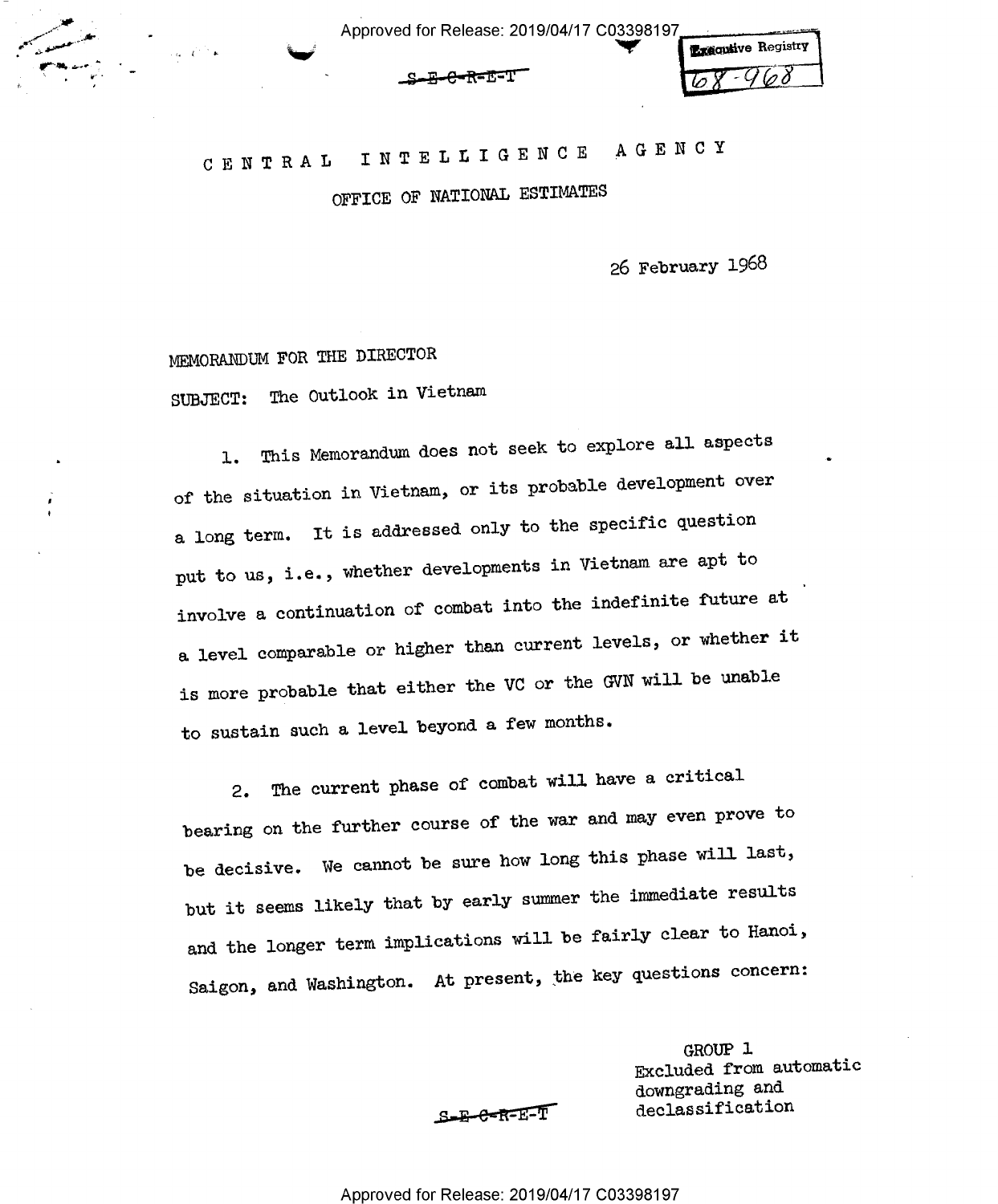S-E-C-R-E-T

Executive Registry
68-968

# CENTRAL INTELLIGENCE AGENCY

## OFFICE OF NATIONAL ESTIMATES

26 February 1968

MEMORANDUM FOR THE DIRECTOR

SUBJECT: The Outlook in Vietnam

1. This Memorandum does not seek to explore all aspects of the situation in Vietnam, or its probable development over a long term. It is addressed only to the specific question put to us, i.e., whether developments in Vietnam are apt to involve a continuation of combat into the indefinite future at a level comparable or higher than current levels, or whether it is more probable that either the VC or the GVN will be unable to sustain such a level beyond a few months.

2. The current phase of combat will have a critical bearing on the further course of the war and may even prove to be decisive. We cannot be sure how long this phase will last, but it seems likely that by early summer the immediate results and the longer term implications will be fairly clear to Hanoi, Saigon, and Washington. At present, the key questions concern:

GROUP 1
Excluded from automatic downgrading and declassification

S-E-C-R-E-T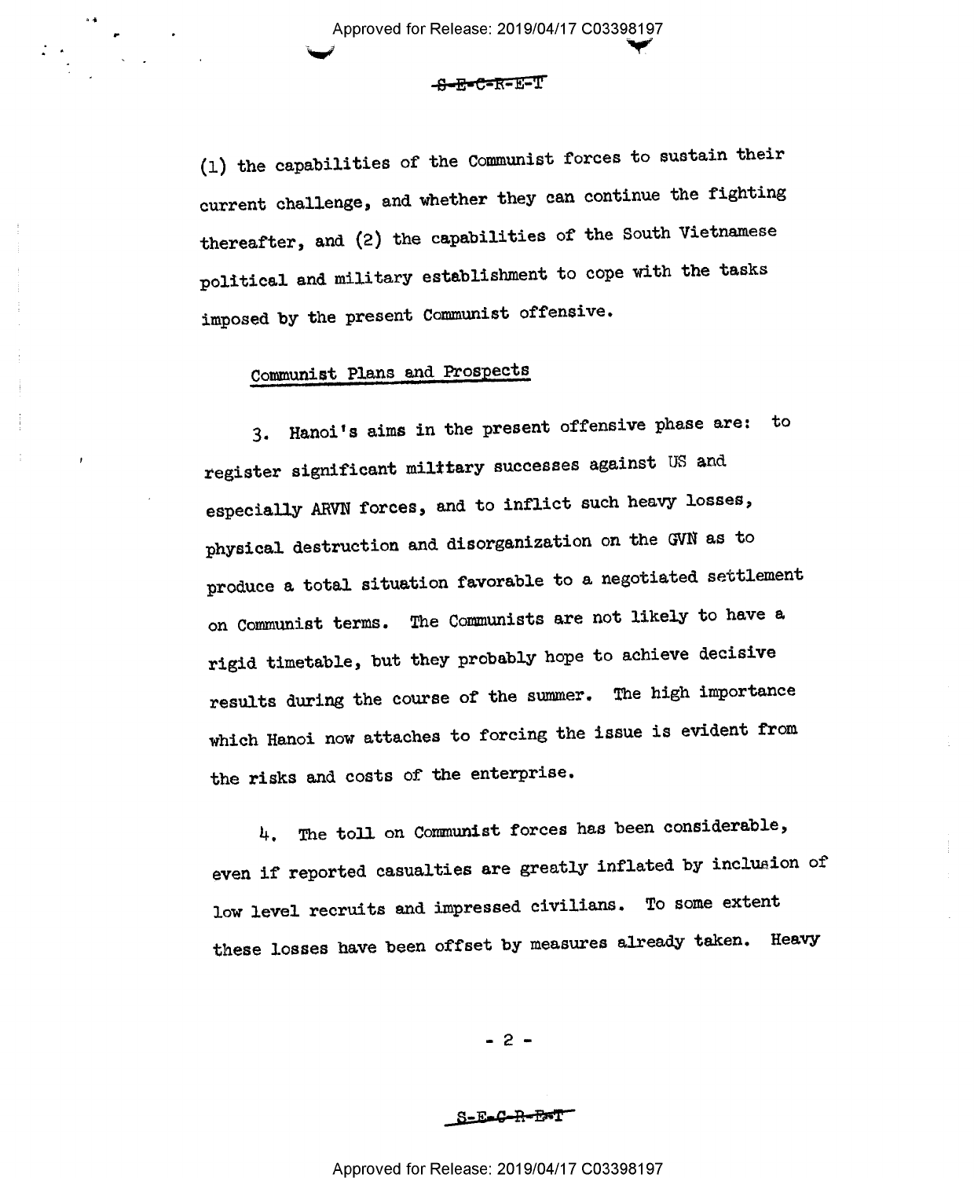(1) the capabilities of the Communist forces to sustain their current challenge, and whether they can continue the fighting thereafter, and (2) the capabilities of the South Vietnamese political and military establishment to cope with the tasks imposed by the present Communist offensive.

## Communist Plans and Prospects

3. Hanoi's aims in the present offensive phase are: to register significant military successes against US and especially ARVN forces, and to inflict such heavy losses, physical destruction and disorganization on the GVN as to produce a total situation favorable to a negotiated settlement on Communist terms. The Communists are not likely to have a rigid timetable, but they probably hope to achieve decisive results during the course of the summer. The high importance which Hanoi now attaches to forcing the issue is evident from the risks and costs of the enterprise.

4. The toll on Communist forces has been considerable, even if reported casualties are greatly inflated by inclusion of low level recruits and impressed civilians. To some extent these losses have been offset by measures already taken. Heavy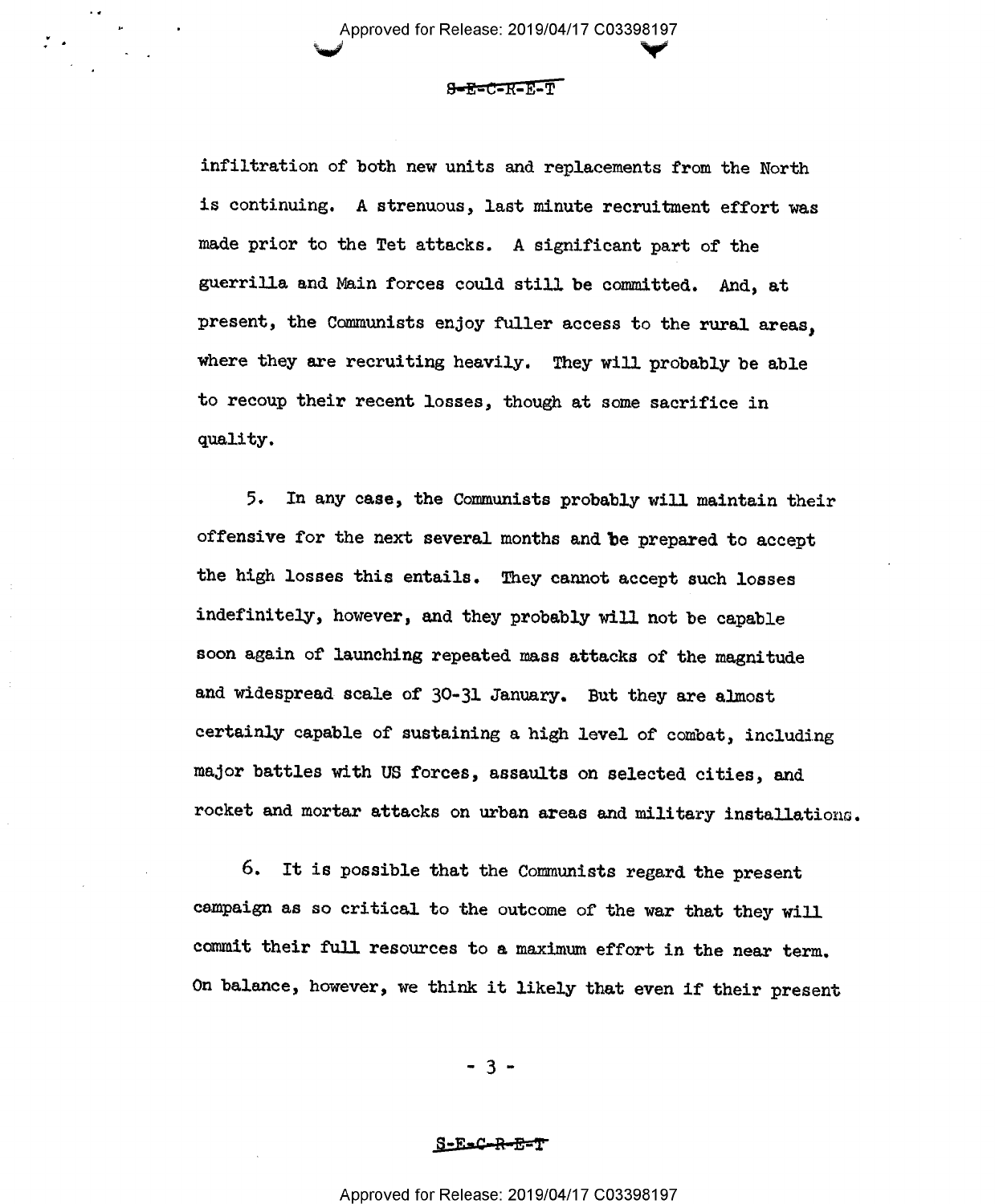infiltration of both new units and replacements from the North is continuing. A strenuous, last minute recruitment effort was made prior to the Tet attacks. A significant part of the guerrilla and Main forces could still be committed. And, at present, the Communists enjoy fuller access to the rural areas, where they are recruiting heavily. They will probably be able to recoup their recent losses, though at some sacrifice in quality.

5. In any case, the Communists probably will maintain their offensive for the next several months and be prepared to accept the high losses this entails. They cannot accept such losses indefinitely, however, and they probably will not be capable soon again of launching repeated mass attacks of the magnitude and widespread scale of 30-31 January. But they are almost certainly capable of sustaining a high level of combat, including major battles with US forces, assaults on selected cities, and rocket and mortar attacks on urban areas and military installations.

6. It is possible that the Communists regard the present campaign as so critical to the outcome of the war that they will commit their full resources to a maximum effort in the near term. On balance, however, we think it likely that even if their present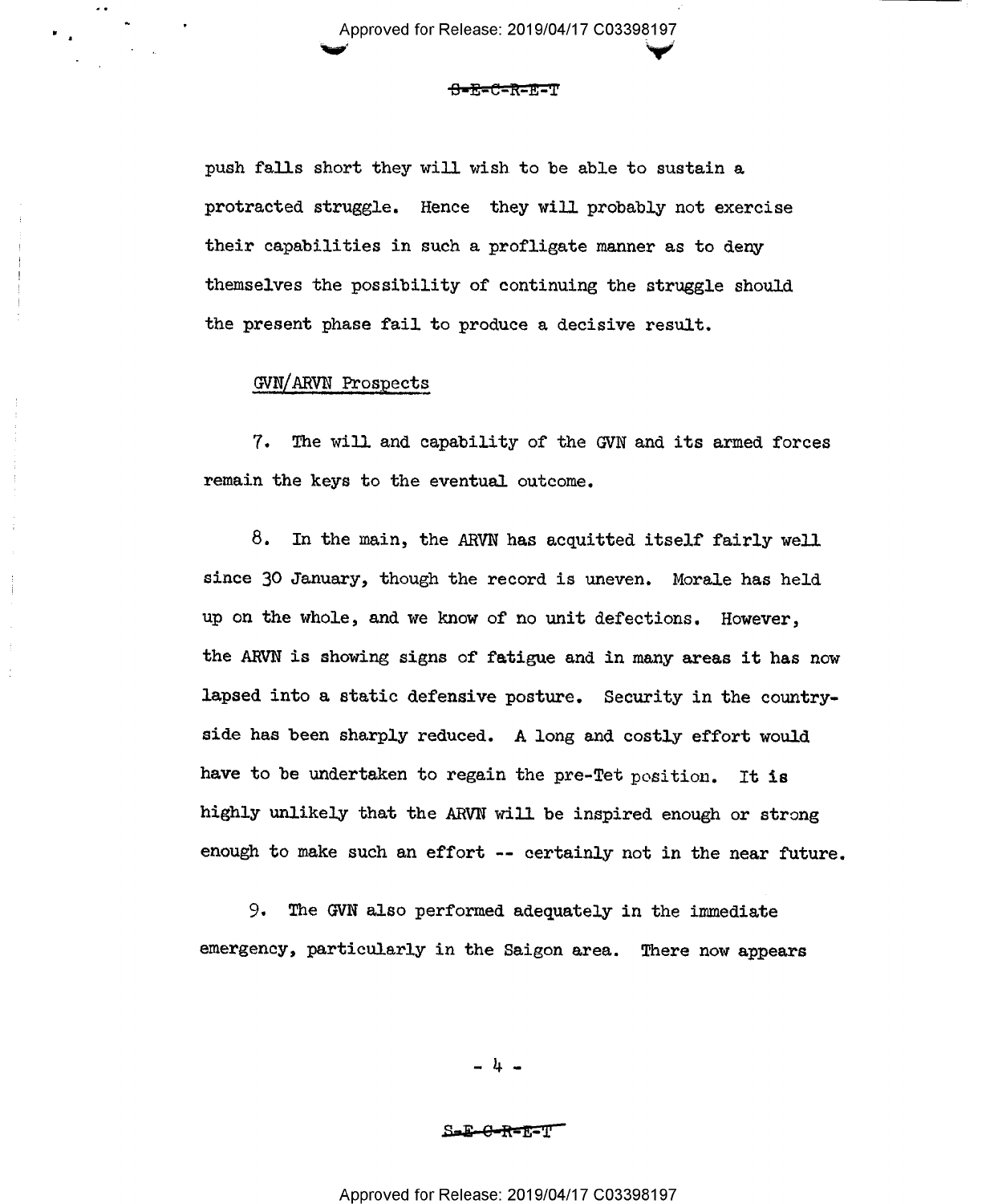push falls short they will wish to be able to sustain a protracted struggle. Hence they will probably not exercise their capabilities in such a profligate manner as to deny themselves the possibility of continuing the struggle should the present phase fail to produce a decisive result.

GVN/ARVN Prospects

7. The will and capability of the GVN and its armed forces remain the keys to the eventual outcome.

8. In the main, the ARVN has acquitted itself fairly well since 30 January, though the record is uneven. Morale has held up on the whole, and we know of no unit defections. However, the ARVN is showing signs of fatigue and in many areas it has now lapsed into a static defensive posture. Security in the countryside has been sharply reduced. A long and costly effort would have to be undertaken to regain the pre-Tet position. It is highly unlikely that the ARVN will be inspired enough or strong enough to make such an effort -- certainly not in the near future.

9. The GVN also performed adequately in the immediate emergency, particularly in the Saigon area. There now appears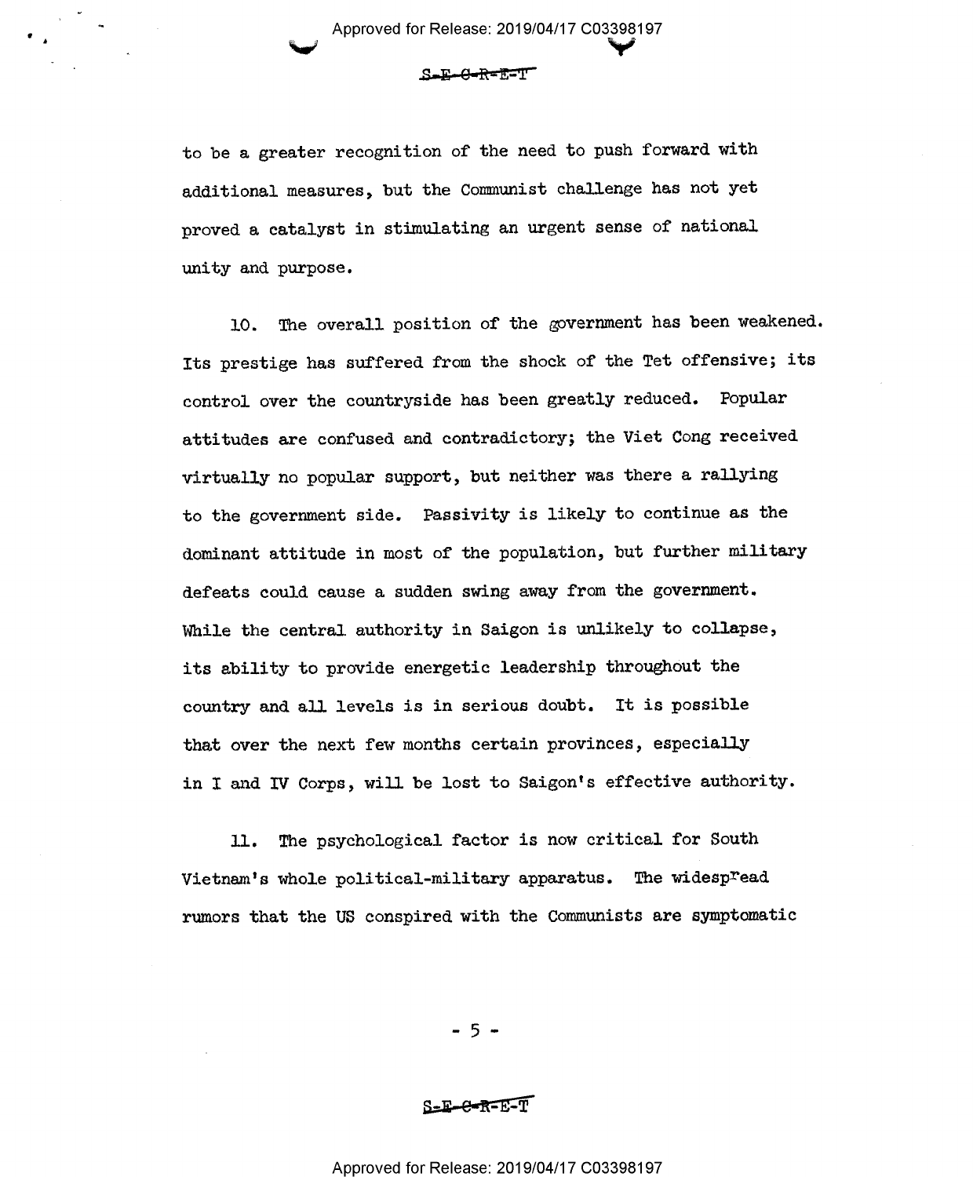to be a greater recognition of the need to push forward with additional measures, but the Communist challenge has not yet proved a catalyst in stimulating an urgent sense of national unity and purpose.

10. The overall position of the government has been weakened. Its prestige has suffered from the shock of the Tet offensive; its control over the countryside has been greatly reduced. Popular attitudes are confused and contradictory; the Viet Cong received virtually no popular support, but neither was there a rallying to the government side. Passivity is likely to continue as the dominant attitude in most of the population, but further military defeats could cause a sudden swing away from the government. While the central authority in Saigon is unlikely to collapse, its ability to provide energetic leadership throughout the country and all levels is in serious doubt. It is possible that over the next few months certain provinces, especially in I and IV Corps, will be lost to Saigon's effective authority.

11. The psychological factor is now critical for South Vietnam's whole political-military apparatus. The widespread rumors that the US conspired with the Communists are symptomatic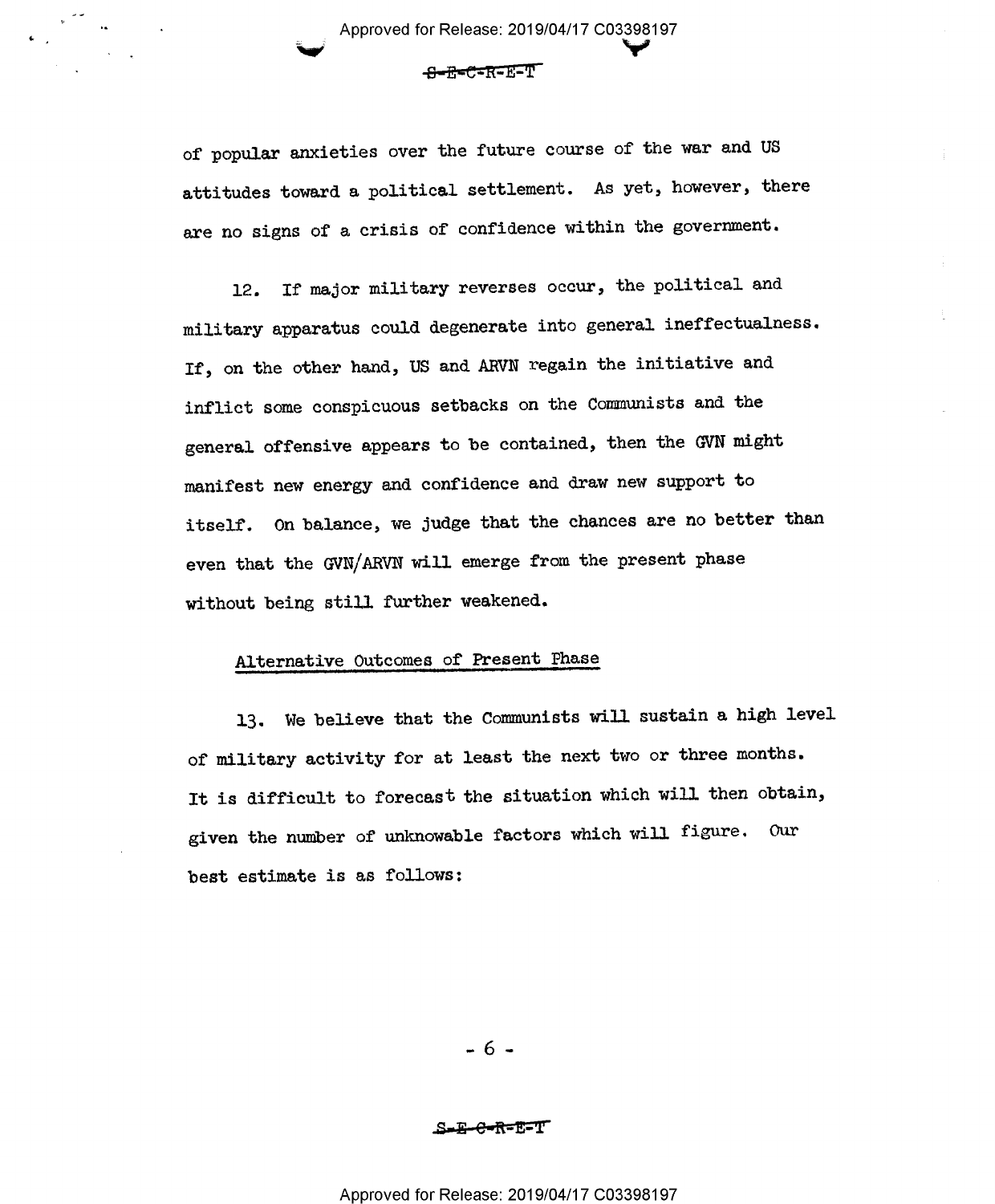of popular anxieties over the future course of the war and US attitudes toward a political settlement. As yet, however, there are no signs of a crisis of confidence within the government.

12. If major military reverses occur, the political and military apparatus could degenerate into general ineffectualness. If, on the other hand, US and ARVN regain the initiative and inflict some conspicuous setbacks on the Communists and the general offensive appears to be contained, then the GVN might manifest new energy and confidence and draw new support to itself. On balance, we judge that the chances are no better than even that the GVN/ARVN will emerge from the present phase without being still further weakened.

## Alternative Outcomes of Present Phase

13. We believe that the Communists will sustain a high level of military activity for at least the next two or three months. It is difficult to forecast the situation which will then obtain, given the number of unknowable factors which will figure. Our best estimate is as follows: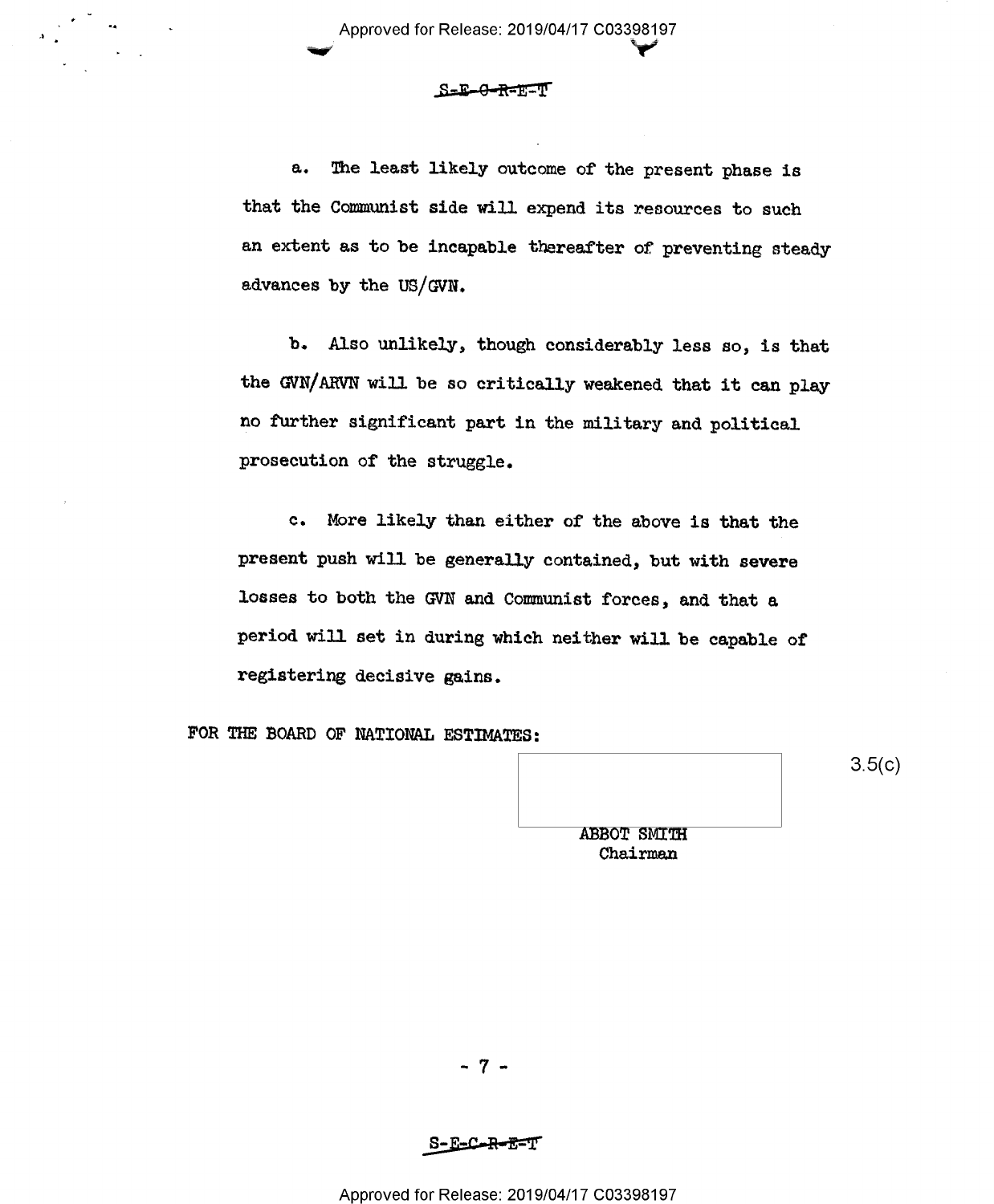S-E-C-R-E-T

a. The least likely outcome of the present phase is that the Communist side will expend its resources to such an extent as to be incapable thereafter of preventing steady advances by the US/GVN.

b. Also unlikely, though considerably less so, is that the GVN/ARVN will be so critically weakened that it can play no further significant part in the military and political prosecution of the struggle.

c. More likely than either of the above is that the present push will be generally contained, but with severe losses to both the GVN and Communist forces, and that a period will set in during which neither will be capable of registering decisive gains.

FOR THE BOARD OF NATIONAL ESTIMATES:

3.5(c)

ABBOT SMITH
Chairman

S-E-C-R-E-T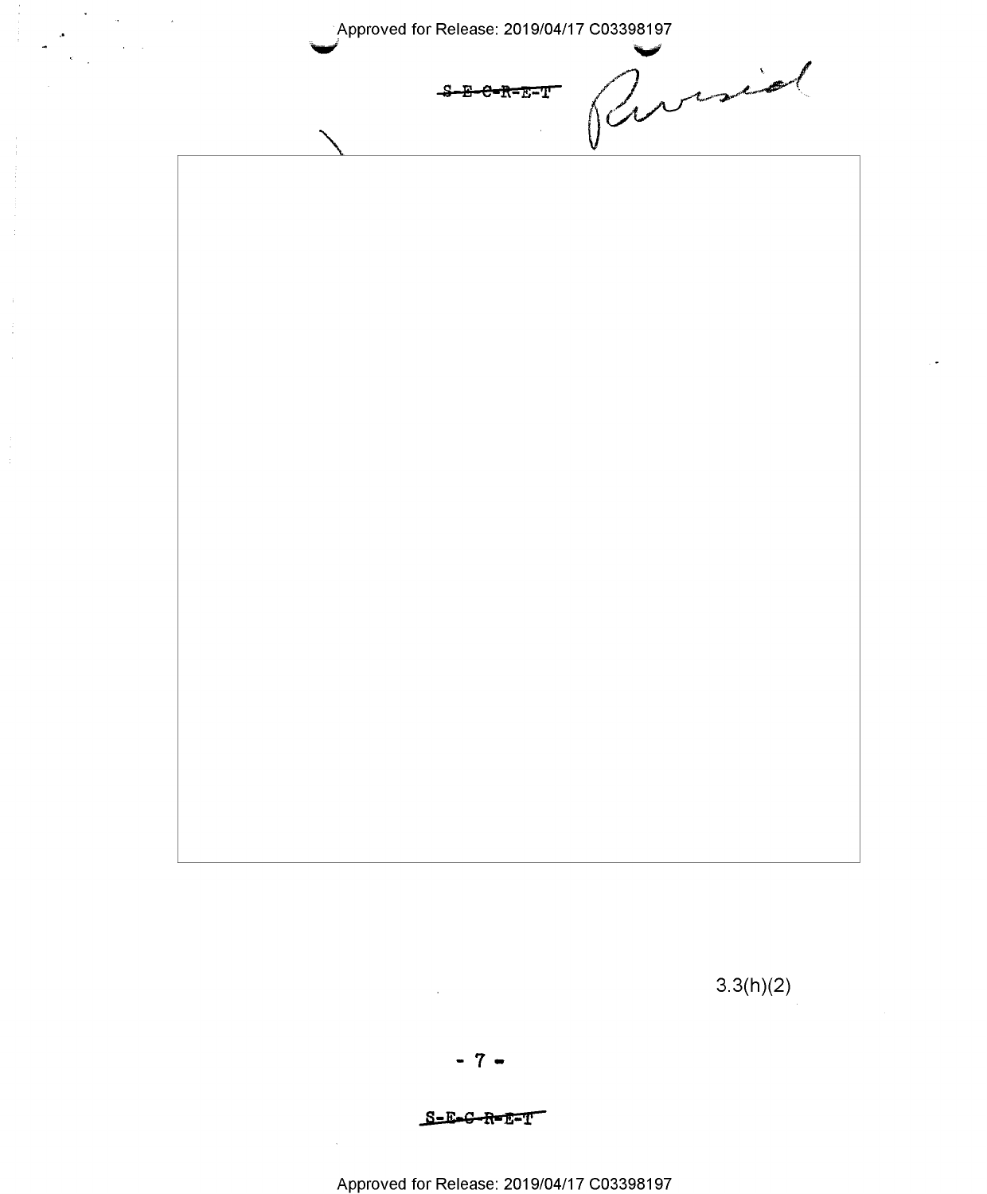S-E-C-R-E-T

Revised

3.3(h)(2)

S-E-C-R-E-T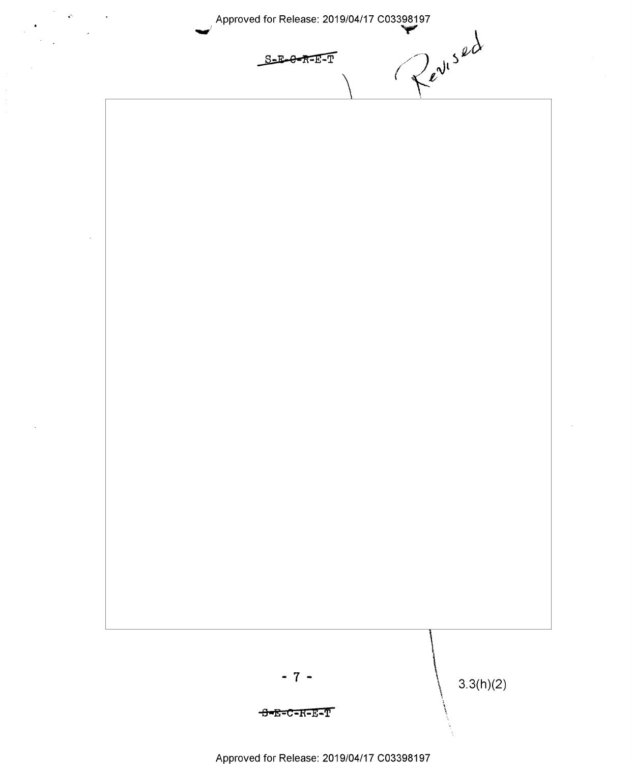S-E-C-R-E-T

Revised

3.3(h)(2)

S-E-C-R-E-T